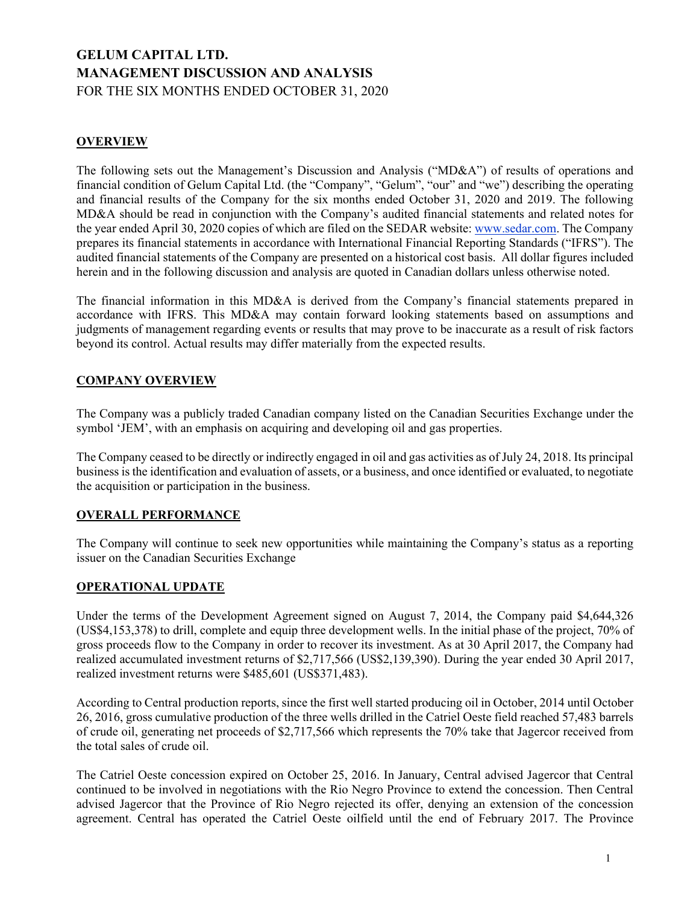# GELUM CAPITAL LTD.
# MANAGEMENT DISCUSSION AND ANALYSIS
FOR THE SIX MONTHS ENDED OCTOBER 31, 2020

## OVERVIEW

The following sets out the Management's Discussion and Analysis ("MD&A") of results of operations and financial condition of Gelum Capital Ltd. (the "Company", "Gelum", "our" and "we") describing the operating and financial results of the Company for the six months ended October 31, 2020 and 2019. The following MD&A should be read in conjunction with the Company's audited financial statements and related notes for the year ended April 30, 2020 copies of which are filed on the SEDAR website: www.sedar.com. The Company prepares its financial statements in accordance with International Financial Reporting Standards ("IFRS"). The audited financial statements of the Company are presented on a historical cost basis. All dollar figures included herein and in the following discussion and analysis are quoted in Canadian dollars unless otherwise noted.

The financial information in this MD&A is derived from the Company's financial statements prepared in accordance with IFRS. This MD&A may contain forward looking statements based on assumptions and judgments of management regarding events or results that may prove to be inaccurate as a result of risk factors beyond its control. Actual results may differ materially from the expected results.

## COMPANY OVERVIEW

The Company was a publicly traded Canadian company listed on the Canadian Securities Exchange under the symbol 'JEM', with an emphasis on acquiring and developing oil and gas properties.

The Company ceased to be directly or indirectly engaged in oil and gas activities as of July 24, 2018. Its principal business is the identification and evaluation of assets, or a business, and once identified or evaluated, to negotiate the acquisition or participation in the business.

## OVERALL PERFORMANCE

The Company will continue to seek new opportunities while maintaining the Company's status as a reporting issuer on the Canadian Securities Exchange

## OPERATIONAL UPDATE

Under the terms of the Development Agreement signed on August 7, 2014, the Company paid $4,644,326 (US$4,153,378) to drill, complete and equip three development wells. In the initial phase of the project, 70% of gross proceeds flow to the Company in order to recover its investment. As at 30 April 2017, the Company had realized accumulated investment returns of $2,717,566 (US$2,139,390). During the year ended 30 April 2017, realized investment returns were $485,601 (US$371,483).

According to Central production reports, since the first well started producing oil in October, 2014 until October 26, 2016, gross cumulative production of the three wells drilled in the Catriel Oeste field reached 57,483 barrels of crude oil, generating net proceeds of $2,717,566 which represents the 70% take that Jagercor received from the total sales of crude oil.

The Catriel Oeste concession expired on October 25, 2016. In January, Central advised Jagercor that Central continued to be involved in negotiations with the Rio Negro Province to extend the concession. Then Central advised Jagercor that the Province of Rio Negro rejected its offer, denying an extension of the concession agreement. Central has operated the Catriel Oeste oilfield until the end of February 2017. The Province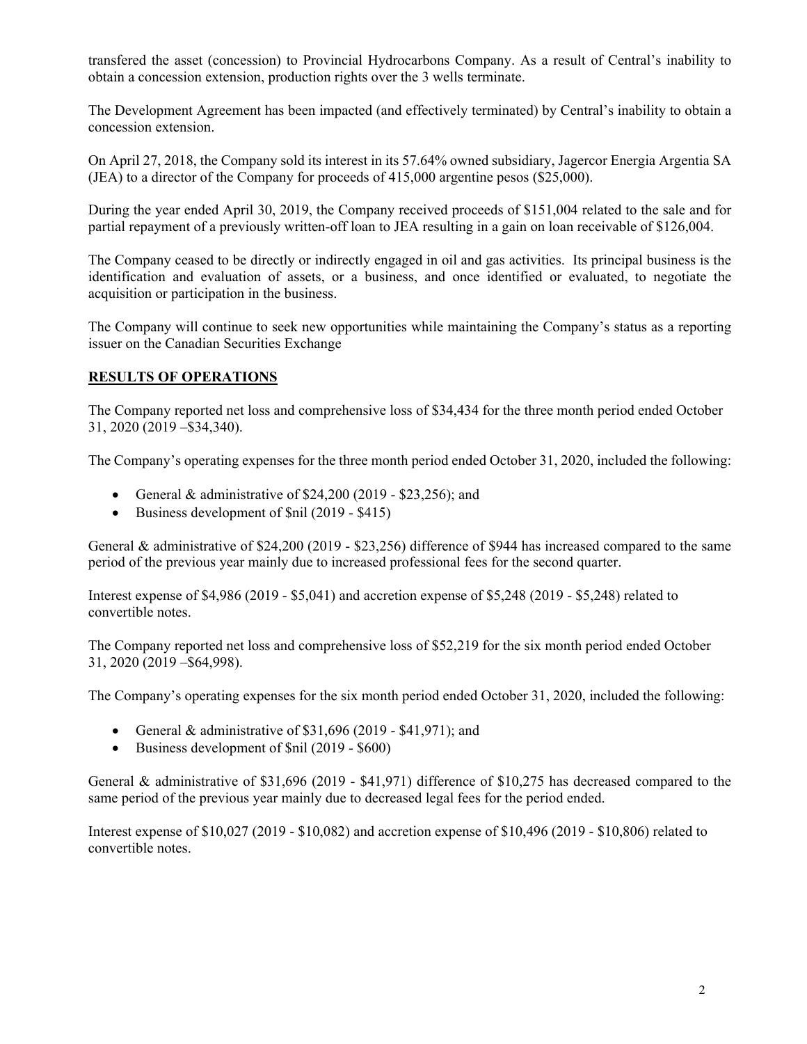transfered the asset (concession) to Provincial Hydrocarbons Company. As a result of Central's inability to obtain a concession extension, production rights over the 3 wells terminate.

The Development Agreement has been impacted (and effectively terminated) by Central's inability to obtain a concession extension.

On April 27, 2018, the Company sold its interest in its 57.64% owned subsidiary, Jagercor Energia Argentia SA (JEA) to a director of the Company for proceeds of 415,000 argentine pesos ($25,000).

During the year ended April 30, 2019, the Company received proceeds of $151,004 related to the sale and for partial repayment of a previously written-off loan to JEA resulting in a gain on loan receivable of $126,004.

The Company ceased to be directly or indirectly engaged in oil and gas activities. Its principal business is the identification and evaluation of assets, or a business, and once identified or evaluated, to negotiate the acquisition or participation in the business.

The Company will continue to seek new opportunities while maintaining the Company's status as a reporting issuer on the Canadian Securities Exchange

## RESULTS OF OPERATIONS

The Company reported net loss and comprehensive loss of $34,434 for the three month period ended October 31, 2020 (2019 –$34,340).

The Company's operating expenses for the three month period ended October 31, 2020, included the following:

- General & administrative of $24,200 (2019 - $23,256); and
- Business development of $nil (2019 - $415)

General & administrative of $24,200 (2019 - $23,256) difference of $944 has increased compared to the same period of the previous year mainly due to increased professional fees for the second quarter.

Interest expense of $4,986 (2019 - $5,041) and accretion expense of $5,248 (2019 - $5,248) related to convertible notes.

The Company reported net loss and comprehensive loss of $52,219 for the six month period ended October 31, 2020 (2019 –$64,998).

The Company's operating expenses for the six month period ended October 31, 2020, included the following:

- General & administrative of $31,696 (2019 - $41,971); and
- Business development of $nil (2019 - $600)

General & administrative of $31,696 (2019 - $41,971) difference of $10,275 has decreased compared to the same period of the previous year mainly due to decreased legal fees for the period ended.

Interest expense of $10,027 (2019 - $10,082) and accretion expense of $10,496 (2019 - $10,806) related to convertible notes.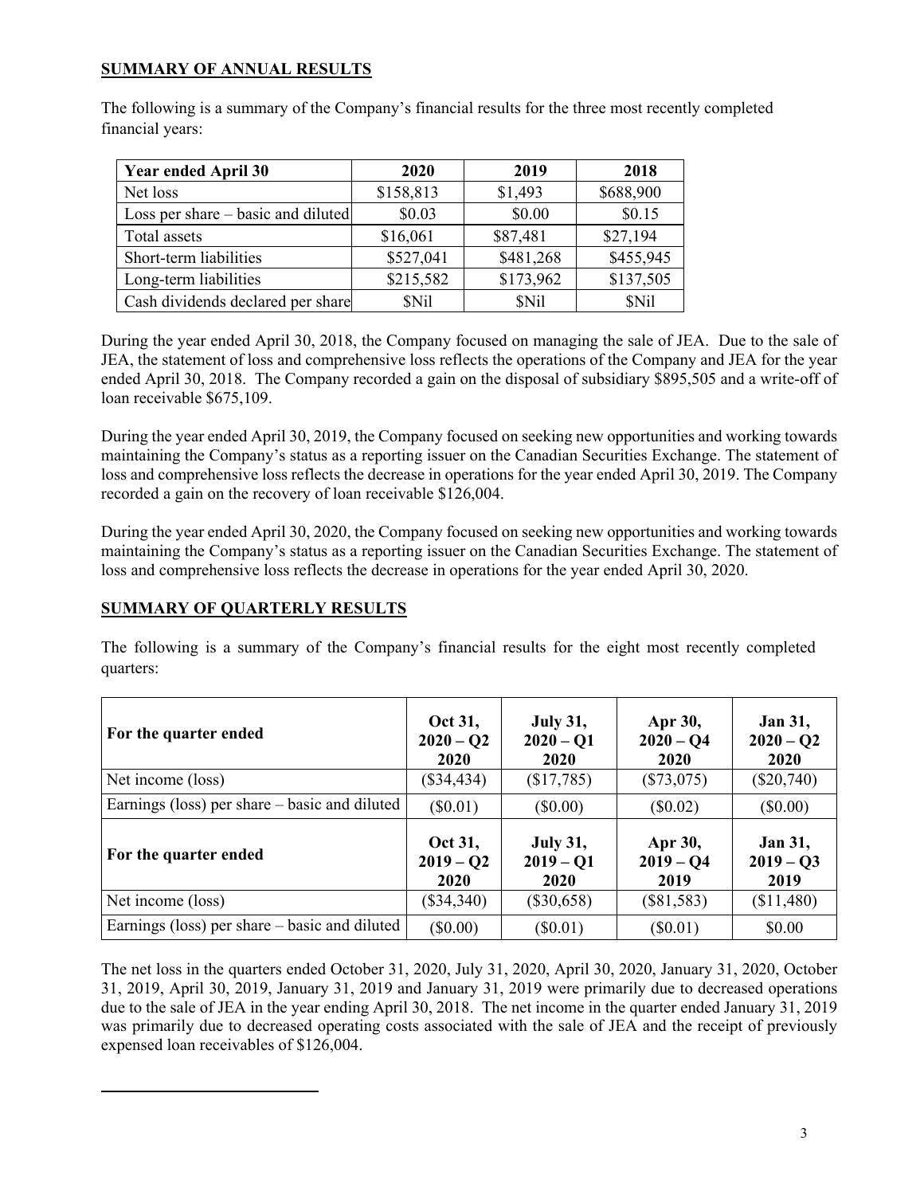## SUMMARY OF ANNUAL RESULTS

The following is a summary of the Company's financial results for the three most recently completed financial years:

| Year ended April 30 | 2020 | 2019 | 2018 |
|---|---|---|---|
| Net loss | \$158,813 | \$1,493 | \$688,900 |
| Loss per share – basic and diluted | \$0.03 | \$0.00 | \$0.15 |
| Total assets | \$16,061 | \$87,481 | \$27,194 |
| Short-term liabilities | \$527,041 | \$481,268 | \$455,945 |
| Long-term liabilities | \$215,582 | \$173,962 | \$137,505 |
| Cash dividends declared per share | \$Nil | \$Nil | \$Nil |

During the year ended April 30, 2018, the Company focused on managing the sale of JEA. Due to the sale of JEA, the statement of loss and comprehensive loss reflects the operations of the Company and JEA for the year ended April 30, 2018. The Company recorded a gain on the disposal of subsidiary \$895,505 and a write-off of loan receivable \$675,109.

During the year ended April 30, 2019, the Company focused on seeking new opportunities and working towards maintaining the Company's status as a reporting issuer on the Canadian Securities Exchange. The statement of loss and comprehensive loss reflects the decrease in operations for the year ended April 30, 2019. The Company recorded a gain on the recovery of loan receivable \$126,004.

During the year ended April 30, 2020, the Company focused on seeking new opportunities and working towards maintaining the Company's status as a reporting issuer on the Canadian Securities Exchange. The statement of loss and comprehensive loss reflects the decrease in operations for the year ended April 30, 2020.

## SUMMARY OF QUARTERLY RESULTS

The following is a summary of the Company's financial results for the eight most recently completed quarters:

| For the quarter ended | Oct 31, 2020 – Q2 2020 | July 31, 2020 – Q1 2020 | Apr 30, 2020 – Q4 2020 | Jan 31, 2020 – Q2 2020 |
|---|---|---|---|---|
| Net income (loss) | (\$34,434) | (\$17,785) | (\$73,075) | (\$20,740) |
| Earnings (loss) per share – basic and diluted | (\$0.01) | (\$0.00) | (\$0.02) | (\$0.00) |
| **For the quarter ended** | **Oct 31, 2019 – Q2 2020** | **July 31, 2019 – Q1 2020** | **Apr 30, 2019 – Q4 2019** | **Jan 31, 2019 – Q3 2019** |
| Net income (loss) | (\$34,340) | (\$30,658) | (\$81,583) | (\$11,480) |
| Earnings (loss) per share – basic and diluted | (\$0.00) | (\$0.01) | (\$0.01) | \$0.00 |

The net loss in the quarters ended October 31, 2020, July 31, 2020, April 30, 2020, January 31, 2020, October 31, 2019, April 30, 2019, January 31, 2019 and January 31, 2019 were primarily due to decreased operations due to the sale of JEA in the year ending April 30, 2018. The net income in the quarter ended January 31, 2019 was primarily due to decreased operating costs associated with the sale of JEA and the receipt of previously expensed loan receivables of \$126,004.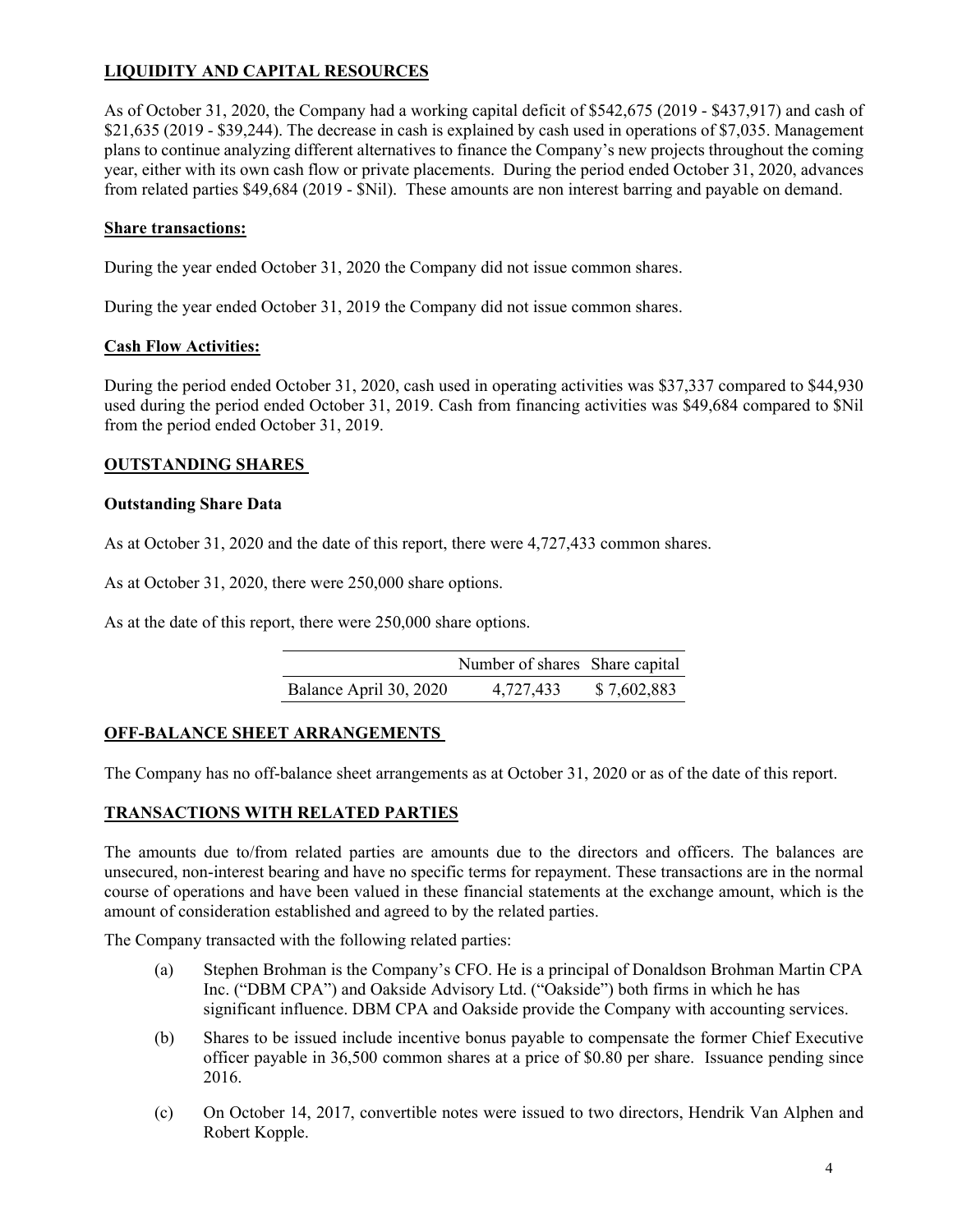## LIQUIDITY AND CAPITAL RESOURCES

As of October 31, 2020, the Company had a working capital deficit of $542,675 (2019 - $437,917) and cash of $21,635 (2019 - $39,244). The decrease in cash is explained by cash used in operations of $7,035. Management plans to continue analyzing different alternatives to finance the Company's new projects throughout the coming year, either with its own cash flow or private placements. During the period ended October 31, 2020, advances from related parties $49,684 (2019 - $Nil). These amounts are non interest barring and payable on demand.

### Share transactions:

During the year ended October 31, 2020 the Company did not issue common shares.

During the year ended October 31, 2019 the Company did not issue common shares.

### Cash Flow Activities:

During the period ended October 31, 2020, cash used in operating activities was $37,337 compared to $44,930 used during the period ended October 31, 2019. Cash from financing activities was $49,684 compared to $Nil from the period ended October 31, 2019.

## OUTSTANDING SHARES

### Outstanding Share Data

As at October 31, 2020 and the date of this report, there were 4,727,433 common shares.

As at October 31, 2020, there were 250,000 share options.

As at the date of this report, there were 250,000 share options.

| | Number of shares | Share capital |
|---|---|---|
| Balance April 30, 2020 | 4,727,433 | $ 7,602,883 |

## OFF-BALANCE SHEET ARRANGEMENTS

The Company has no off-balance sheet arrangements as at October 31, 2020 or as of the date of this report.

## TRANSACTIONS WITH RELATED PARTIES

The amounts due to/from related parties are amounts due to the directors and officers. The balances are unsecured, non-interest bearing and have no specific terms for repayment. These transactions are in the normal course of operations and have been valued in these financial statements at the exchange amount, which is the amount of consideration established and agreed to by the related parties.

The Company transacted with the following related parties:

(a) Stephen Brohman is the Company's CFO. He is a principal of Donaldson Brohman Martin CPA Inc. ("DBM CPA") and Oakside Advisory Ltd. ("Oakside") both firms in which he has significant influence. DBM CPA and Oakside provide the Company with accounting services.

(b) Shares to be issued include incentive bonus payable to compensate the former Chief Executive officer payable in 36,500 common shares at a price of $0.80 per share. Issuance pending since 2016.

(c) On October 14, 2017, convertible notes were issued to two directors, Hendrik Van Alphen and Robert Kopple.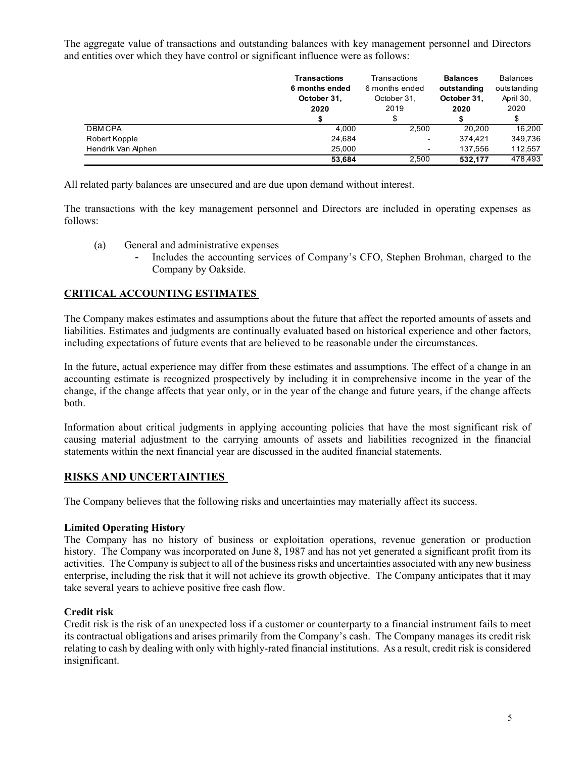The aggregate value of transactions and outstanding balances with key management personnel and Directors and entities over which they have control or significant influence were as follows:

| | **Transactions 6 months ended October 31, 2020** | Transactions 6 months ended October 31, 2019 | **Balances outstanding October 31, 2020** | Balances outstanding April 30, 2020 |
|---|---|---|---|---|
| | **$** | $ | **$** | $ |
| DBM CPA | 4,000 | 2,500 | 20,200 | 16,200 |
| Robert Kopple | 24,684 | - | 374,421 | 349,736 |
| Hendrik Van Alphen | 25,000 | - | 137,556 | 112,557 |
| | **53,684** | 2,500 | **532,177** | 478,493 |

All related party balances are unsecured and are due upon demand without interest.

The transactions with the key management personnel and Directors are included in operating expenses as follows:

(a) General and administrative expenses
- Includes the accounting services of Company's CFO, Stephen Brohman, charged to the Company by Oakside.

## CRITICAL ACCOUNTING ESTIMATES

The Company makes estimates and assumptions about the future that affect the reported amounts of assets and liabilities. Estimates and judgments are continually evaluated based on historical experience and other factors, including expectations of future events that are believed to be reasonable under the circumstances.

In the future, actual experience may differ from these estimates and assumptions. The effect of a change in an accounting estimate is recognized prospectively by including it in comprehensive income in the year of the change, if the change affects that year only, or in the year of the change and future years, if the change affects both.

Information about critical judgments in applying accounting policies that have the most significant risk of causing material adjustment to the carrying amounts of assets and liabilities recognized in the financial statements within the next financial year are discussed in the audited financial statements.

## RISKS AND UNCERTAINTIES

The Company believes that the following risks and uncertainties may materially affect its success.

**Limited Operating History**

The Company has no history of business or exploitation operations, revenue generation or production history. The Company was incorporated on June 8, 1987 and has not yet generated a significant profit from its activities. The Company is subject to all of the business risks and uncertainties associated with any new business enterprise, including the risk that it will not achieve its growth objective. The Company anticipates that it may take several years to achieve positive free cash flow.

**Credit risk**

Credit risk is the risk of an unexpected loss if a customer or counterparty to a financial instrument fails to meet its contractual obligations and arises primarily from the Company's cash. The Company manages its credit risk relating to cash by dealing with only with highly-rated financial institutions. As a result, credit risk is considered insignificant.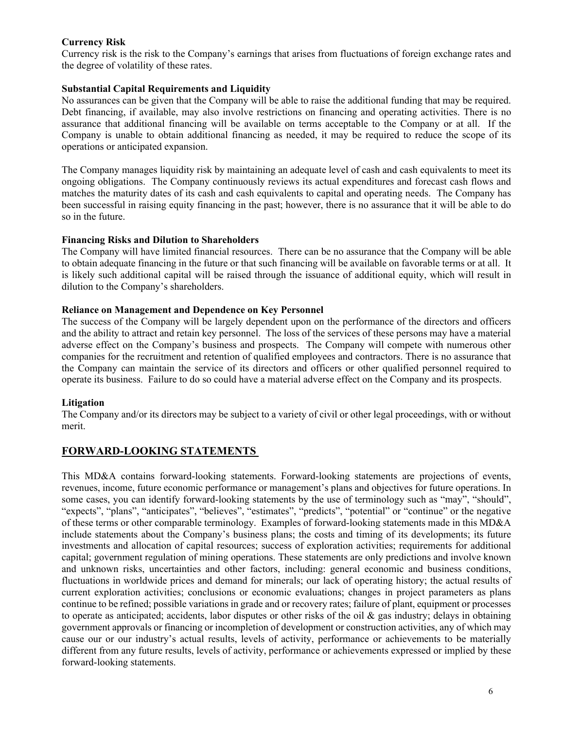**Currency Risk**
Currency risk is the risk to the Company's earnings that arises from fluctuations of foreign exchange rates and the degree of volatility of these rates.

**Substantial Capital Requirements and Liquidity**
No assurances can be given that the Company will be able to raise the additional funding that may be required. Debt financing, if available, may also involve restrictions on financing and operating activities. There is no assurance that additional financing will be available on terms acceptable to the Company or at all. If the Company is unable to obtain additional financing as needed, it may be required to reduce the scope of its operations or anticipated expansion.

The Company manages liquidity risk by maintaining an adequate level of cash and cash equivalents to meet its ongoing obligations. The Company continuously reviews its actual expenditures and forecast cash flows and matches the maturity dates of its cash and cash equivalents to capital and operating needs. The Company has been successful in raising equity financing in the past; however, there is no assurance that it will be able to do so in the future.

**Financing Risks and Dilution to Shareholders**
The Company will have limited financial resources. There can be no assurance that the Company will be able to obtain adequate financing in the future or that such financing will be available on favorable terms or at all. It is likely such additional capital will be raised through the issuance of additional equity, which will result in dilution to the Company's shareholders.

**Reliance on Management and Dependence on Key Personnel**
The success of the Company will be largely dependent upon on the performance of the directors and officers and the ability to attract and retain key personnel. The loss of the services of these persons may have a material adverse effect on the Company's business and prospects. The Company will compete with numerous other companies for the recruitment and retention of qualified employees and contractors. There is no assurance that the Company can maintain the service of its directors and officers or other qualified personnel required to operate its business. Failure to do so could have a material adverse effect on the Company and its prospects.

**Litigation**
The Company and/or its directors may be subject to a variety of civil or other legal proceedings, with or without merit.

## FORWARD-LOOKING STATEMENTS

This MD&A contains forward-looking statements. Forward-looking statements are projections of events, revenues, income, future economic performance or management's plans and objectives for future operations. In some cases, you can identify forward-looking statements by the use of terminology such as "may", "should", "expects", "plans", "anticipates", "believes", "estimates", "predicts", "potential" or "continue" or the negative of these terms or other comparable terminology. Examples of forward-looking statements made in this MD&A include statements about the Company's business plans; the costs and timing of its developments; its future investments and allocation of capital resources; success of exploration activities; requirements for additional capital; government regulation of mining operations. These statements are only predictions and involve known and unknown risks, uncertainties and other factors, including: general economic and business conditions, fluctuations in worldwide prices and demand for minerals; our lack of operating history; the actual results of current exploration activities; conclusions or economic evaluations; changes in project parameters as plans continue to be refined; possible variations in grade and or recovery rates; failure of plant, equipment or processes to operate as anticipated; accidents, labor disputes or other risks of the oil & gas industry; delays in obtaining government approvals or financing or incompletion of development or construction activities, any of which may cause our or our industry's actual results, levels of activity, performance or achievements to be materially different from any future results, levels of activity, performance or achievements expressed or implied by these forward-looking statements.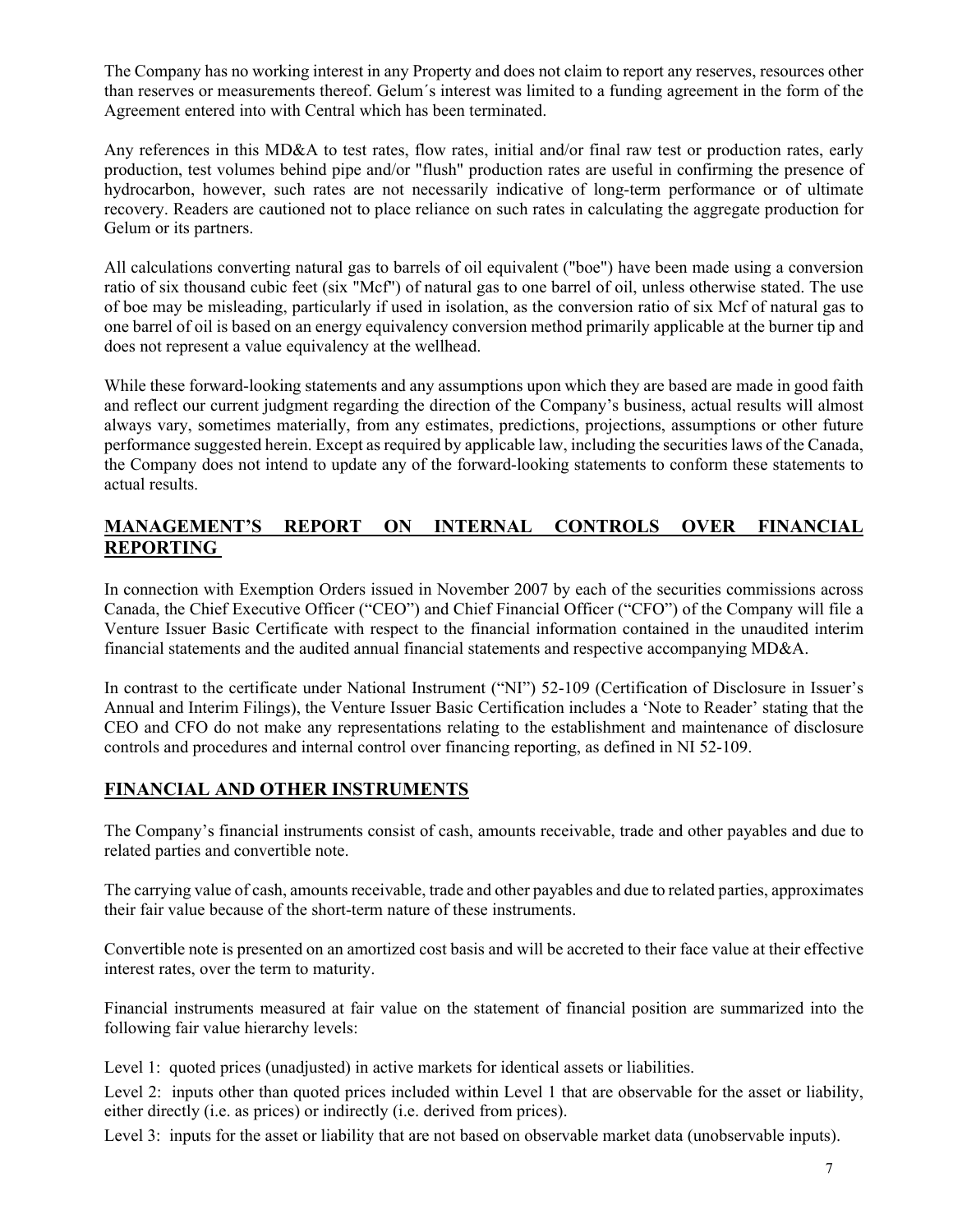The Company has no working interest in any Property and does not claim to report any reserves, resources other than reserves or measurements thereof. Gelum´s interest was limited to a funding agreement in the form of the Agreement entered into with Central which has been terminated.

Any references in this MD&A to test rates, flow rates, initial and/or final raw test or production rates, early production, test volumes behind pipe and/or "flush" production rates are useful in confirming the presence of hydrocarbon, however, such rates are not necessarily indicative of long-term performance or of ultimate recovery. Readers are cautioned not to place reliance on such rates in calculating the aggregate production for Gelum or its partners.

All calculations converting natural gas to barrels of oil equivalent ("boe") have been made using a conversion ratio of six thousand cubic feet (six "Mcf") of natural gas to one barrel of oil, unless otherwise stated. The use of boe may be misleading, particularly if used in isolation, as the conversion ratio of six Mcf of natural gas to one barrel of oil is based on an energy equivalency conversion method primarily applicable at the burner tip and does not represent a value equivalency at the wellhead.

While these forward-looking statements and any assumptions upon which they are based are made in good faith and reflect our current judgment regarding the direction of the Company's business, actual results will almost always vary, sometimes materially, from any estimates, predictions, projections, assumptions or other future performance suggested herein. Except as required by applicable law, including the securities laws of the Canada, the Company does not intend to update any of the forward-looking statements to conform these statements to actual results.

## MANAGEMENT'S REPORT ON INTERNAL CONTROLS OVER FINANCIAL REPORTING

In connection with Exemption Orders issued in November 2007 by each of the securities commissions across Canada, the Chief Executive Officer ("CEO") and Chief Financial Officer ("CFO") of the Company will file a Venture Issuer Basic Certificate with respect to the financial information contained in the unaudited interim financial statements and the audited annual financial statements and respective accompanying MD&A.

In contrast to the certificate under National Instrument ("NI") 52-109 (Certification of Disclosure in Issuer's Annual and Interim Filings), the Venture Issuer Basic Certification includes a 'Note to Reader' stating that the CEO and CFO do not make any representations relating to the establishment and maintenance of disclosure controls and procedures and internal control over financing reporting, as defined in NI 52-109.

## FINANCIAL AND OTHER INSTRUMENTS

The Company's financial instruments consist of cash, amounts receivable, trade and other payables and due to related parties and convertible note.

The carrying value of cash, amounts receivable, trade and other payables and due to related parties, approximates their fair value because of the short-term nature of these instruments.

Convertible note is presented on an amortized cost basis and will be accreted to their face value at their effective interest rates, over the term to maturity.

Financial instruments measured at fair value on the statement of financial position are summarized into the following fair value hierarchy levels:

Level 1: quoted prices (unadjusted) in active markets for identical assets or liabilities.

Level 2: inputs other than quoted prices included within Level 1 that are observable for the asset or liability, either directly (i.e. as prices) or indirectly (i.e. derived from prices).

Level 3: inputs for the asset or liability that are not based on observable market data (unobservable inputs).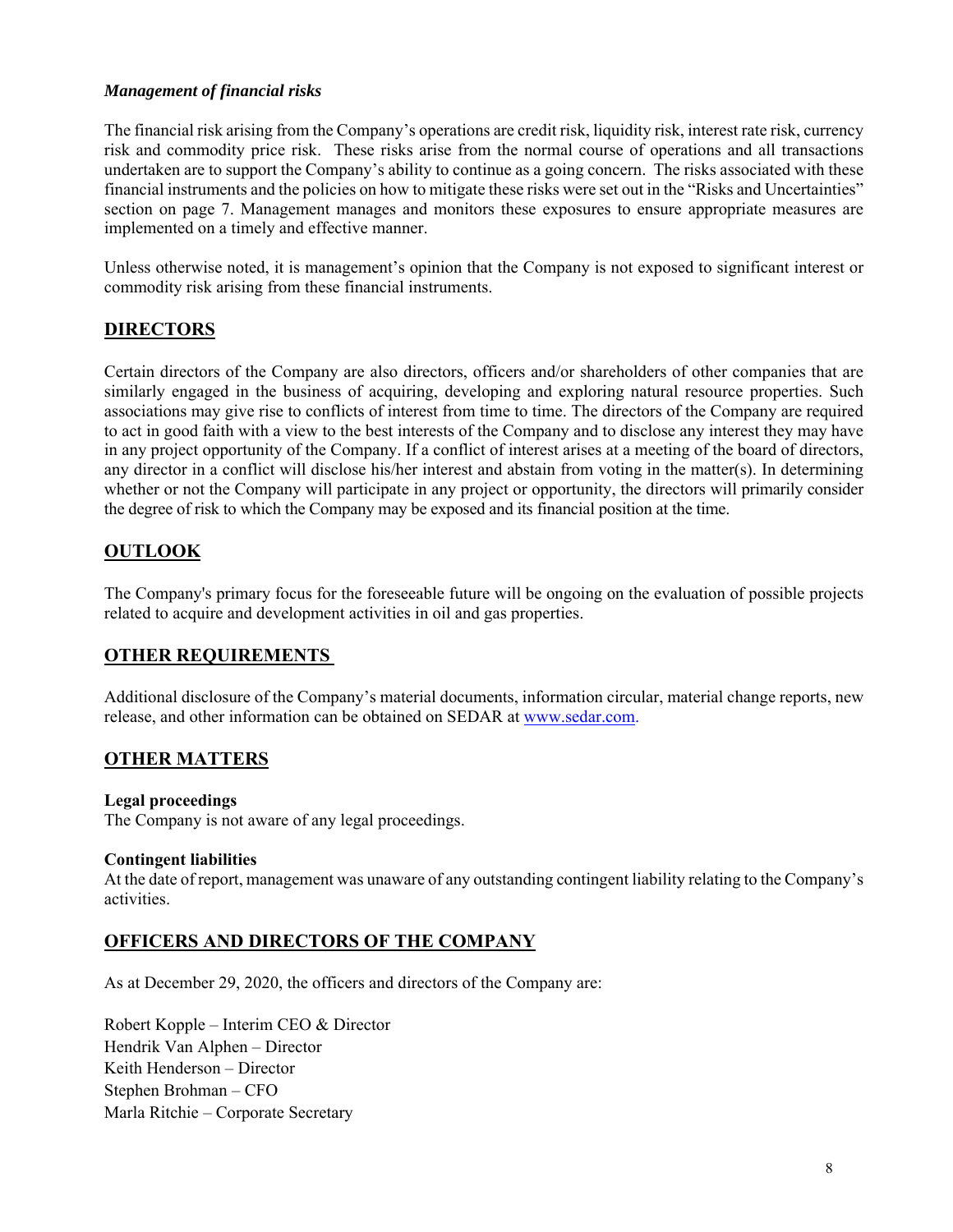### *Management of financial risks*

The financial risk arising from the Company's operations are credit risk, liquidity risk, interest rate risk, currency risk and commodity price risk. These risks arise from the normal course of operations and all transactions undertaken are to support the Company's ability to continue as a going concern. The risks associated with these financial instruments and the policies on how to mitigate these risks were set out in the "Risks and Uncertainties" section on page 7. Management manages and monitors these exposures to ensure appropriate measures are implemented on a timely and effective manner.

Unless otherwise noted, it is management's opinion that the Company is not exposed to significant interest or commodity risk arising from these financial instruments.

## DIRECTORS

Certain directors of the Company are also directors, officers and/or shareholders of other companies that are similarly engaged in the business of acquiring, developing and exploring natural resource properties. Such associations may give rise to conflicts of interest from time to time. The directors of the Company are required to act in good faith with a view to the best interests of the Company and to disclose any interest they may have in any project opportunity of the Company. If a conflict of interest arises at a meeting of the board of directors, any director in a conflict will disclose his/her interest and abstain from voting in the matter(s). In determining whether or not the Company will participate in any project or opportunity, the directors will primarily consider the degree of risk to which the Company may be exposed and its financial position at the time.

## OUTLOOK

The Company's primary focus for the foreseeable future will be ongoing on the evaluation of possible projects related to acquire and development activities in oil and gas properties.

## OTHER REQUIREMENTS

Additional disclosure of the Company's material documents, information circular, material change reports, new release, and other information can be obtained on SEDAR at www.sedar.com.

## OTHER MATTERS

**Legal proceedings**
The Company is not aware of any legal proceedings.

**Contingent liabilities**
At the date of report, management was unaware of any outstanding contingent liability relating to the Company's activities.

## OFFICERS AND DIRECTORS OF THE COMPANY

As at December 29, 2020, the officers and directors of the Company are:

Robert Kopple – Interim CEO & Director
Hendrik Van Alphen – Director
Keith Henderson – Director
Stephen Brohman – CFO
Marla Ritchie – Corporate Secretary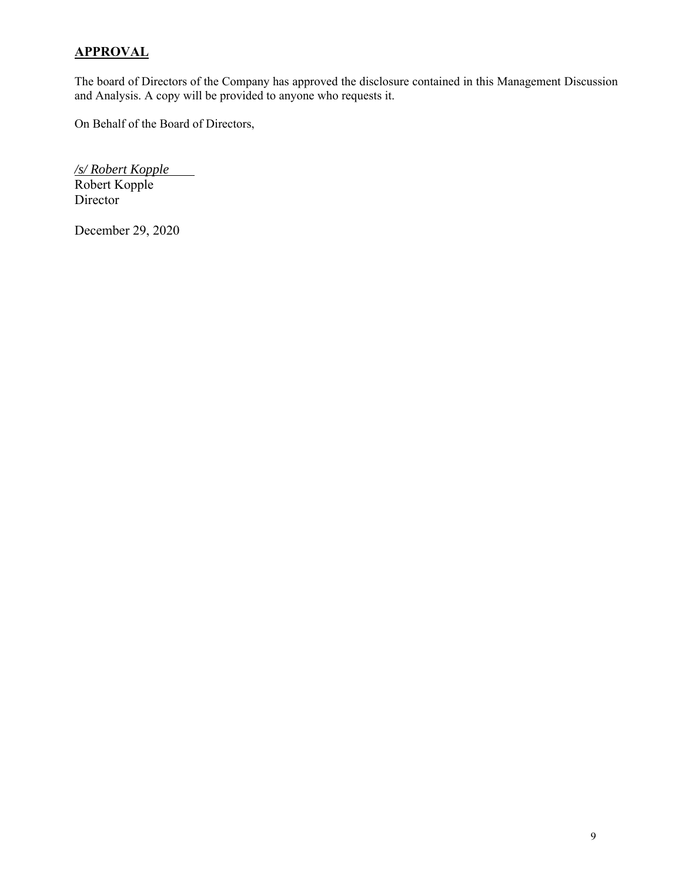## APPROVAL

The board of Directors of the Company has approved the disclosure contained in this Management Discussion and Analysis. A copy will be provided to anyone who requests it.

On Behalf of the Board of Directors,

*/s/ Robert Kopple*
Robert Kopple
Director

December 29, 2020